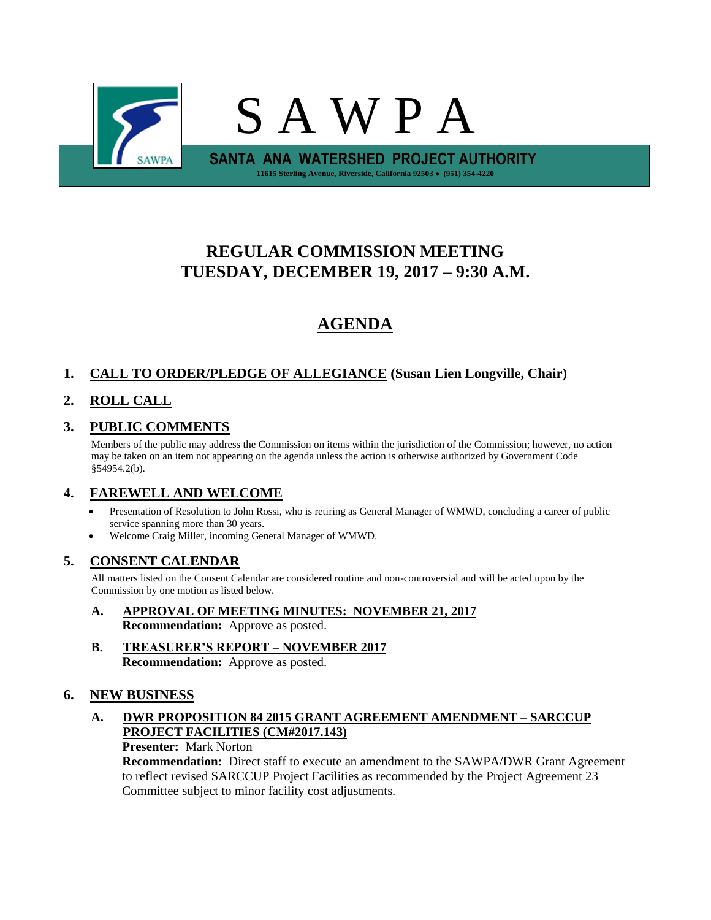# S A W P A

**SANTA ANA WATERSHED PROJECT AUTHORITY**

11615 Sterling Avenue, Riverside, California 92503 • (951) 354-4220

## REGULAR COMMISSION MEETING
## TUESDAY, DECEMBER 19, 2017 – 9:30 A.M.

## AGENDA

### 1. CALL TO ORDER/PLEDGE OF ALLEGIANCE (Susan Lien Longville, Chair)

### 2. ROLL CALL

### 3. PUBLIC COMMENTS

Members of the public may address the Commission on items within the jurisdiction of the Commission; however, no action may be taken on an item not appearing on the agenda unless the action is otherwise authorized by Government Code §54954.2(b).

### 4. FAREWELL AND WELCOME

- Presentation of Resolution to John Rossi, who is retiring as General Manager of WMWD, concluding a career of public service spanning more than 30 years.
- Welcome Craig Miller, incoming General Manager of WMWD.

### 5. CONSENT CALENDAR

All matters listed on the Consent Calendar are considered routine and non-controversial and will be acted upon by the Commission by one motion as listed below.

**A. APPROVAL OF MEETING MINUTES: NOVEMBER 21, 2017**
**Recommendation:** Approve as posted.

**B. TREASURER'S REPORT – NOVEMBER 2017**
**Recommendation:** Approve as posted.

### 6. NEW BUSINESS

**A. DWR PROPOSITION 84 2015 GRANT AGREEMENT AMENDMENT – SARCCUP PROJECT FACILITIES (CM#2017.143)**
**Presenter:** Mark Norton
**Recommendation:** Direct staff to execute an amendment to the SAWPA/DWR Grant Agreement to reflect revised SARCCUP Project Facilities as recommended by the Project Agreement 23 Committee subject to minor facility cost adjustments.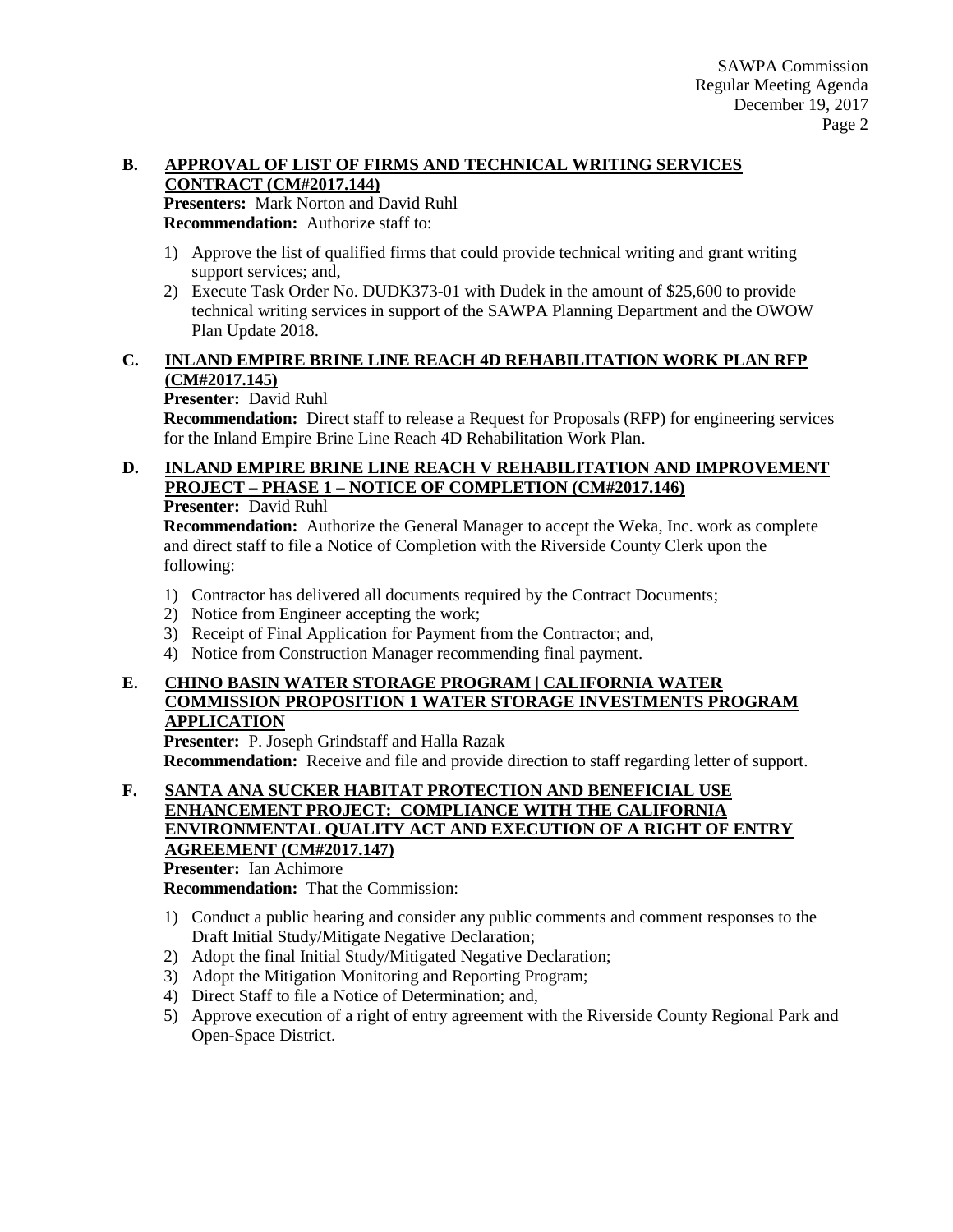**B. APPROVAL OF LIST OF FIRMS AND TECHNICAL WRITING SERVICES CONTRACT (CM#2017.144)**

**Presenters:** Mark Norton and David Ruhl

**Recommendation:** Authorize staff to:

1) Approve the list of qualified firms that could provide technical writing and grant writing support services; and,
2) Execute Task Order No. DUDK373-01 with Dudek in the amount of $25,600 to provide technical writing services in support of the SAWPA Planning Department and the OWOW Plan Update 2018.

**C. INLAND EMPIRE BRINE LINE REACH 4D REHABILITATION WORK PLAN RFP (CM#2017.145)**

**Presenter:** David Ruhl

**Recommendation:** Direct staff to release a Request for Proposals (RFP) for engineering services for the Inland Empire Brine Line Reach 4D Rehabilitation Work Plan.

**D. INLAND EMPIRE BRINE LINE REACH V REHABILITATION AND IMPROVEMENT PROJECT – PHASE 1 – NOTICE OF COMPLETION (CM#2017.146)**

**Presenter:** David Ruhl

**Recommendation:** Authorize the General Manager to accept the Weka, Inc. work as complete and direct staff to file a Notice of Completion with the Riverside County Clerk upon the following:

1) Contractor has delivered all documents required by the Contract Documents;
2) Notice from Engineer accepting the work;
3) Receipt of Final Application for Payment from the Contractor; and,
4) Notice from Construction Manager recommending final payment.

**E. CHINO BASIN WATER STORAGE PROGRAM | CALIFORNIA WATER COMMISSION PROPOSITION 1 WATER STORAGE INVESTMENTS PROGRAM APPLICATION**

**Presenter:** P. Joseph Grindstaff and Halla Razak

**Recommendation:** Receive and file and provide direction to staff regarding letter of support.

**F. SANTA ANA SUCKER HABITAT PROTECTION AND BENEFICIAL USE ENHANCEMENT PROJECT: COMPLIANCE WITH THE CALIFORNIA ENVIRONMENTAL QUALITY ACT AND EXECUTION OF A RIGHT OF ENTRY AGREEMENT (CM#2017.147)**

**Presenter:** Ian Achimore

**Recommendation:** That the Commission:

1) Conduct a public hearing and consider any public comments and comment responses to the Draft Initial Study/Mitigate Negative Declaration;
2) Adopt the final Initial Study/Mitigated Negative Declaration;
3) Adopt the Mitigation Monitoring and Reporting Program;
4) Direct Staff to file a Notice of Determination; and,
5) Approve execution of a right of entry agreement with the Riverside County Regional Park and Open-Space District.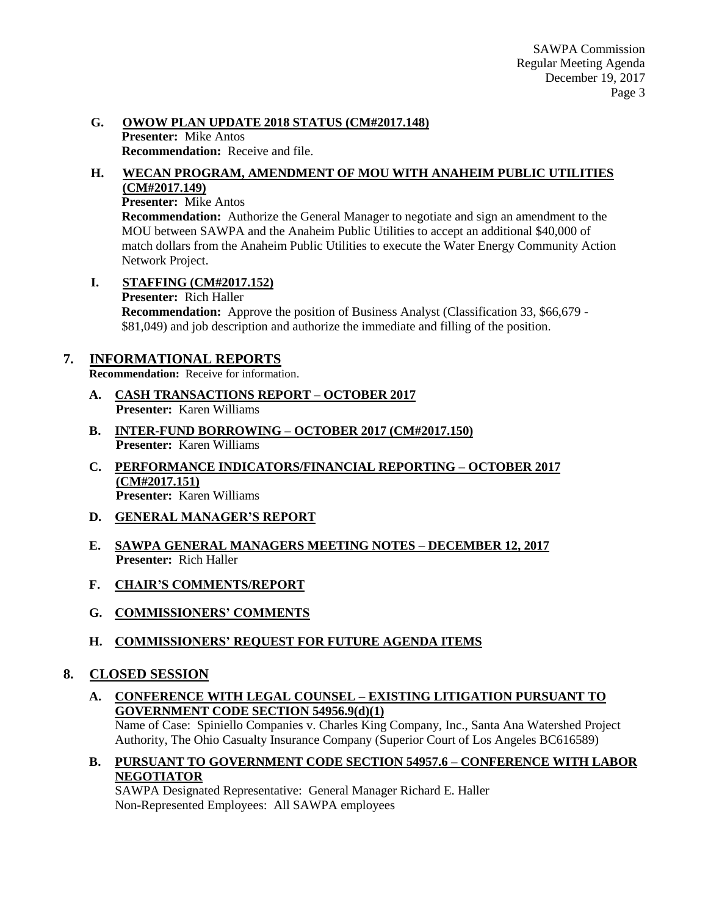**G. OWOW PLAN UPDATE 2018 STATUS (CM#2017.148)**
**Presenter:** Mike Antos
**Recommendation:** Receive and file.

**H. WECAN PROGRAM, AMENDMENT OF MOU WITH ANAHEIM PUBLIC UTILITIES (CM#2017.149)**
**Presenter:** Mike Antos
**Recommendation:** Authorize the General Manager to negotiate and sign an amendment to the MOU between SAWPA and the Anaheim Public Utilities to accept an additional $40,000 of match dollars from the Anaheim Public Utilities to execute the Water Energy Community Action Network Project.

**I. STAFFING (CM#2017.152)**
**Presenter:** Rich Haller
**Recommendation:** Approve the position of Business Analyst (Classification 33, $66,679 - $81,049) and job description and authorize the immediate and filling of the position.

## 7. INFORMATIONAL REPORTS

**Recommendation:** Receive for information.

**A. CASH TRANSACTIONS REPORT – OCTOBER 2017**
**Presenter:** Karen Williams

**B. INTER-FUND BORROWING – OCTOBER 2017 (CM#2017.150)**
**Presenter:** Karen Williams

**C. PERFORMANCE INDICATORS/FINANCIAL REPORTING – OCTOBER 2017 (CM#2017.151)**
**Presenter:** Karen Williams

**D. GENERAL MANAGER'S REPORT**

**E. SAWPA GENERAL MANAGERS MEETING NOTES – DECEMBER 12, 2017**
**Presenter:** Rich Haller

**F. CHAIR'S COMMENTS/REPORT**

**G. COMMISSIONERS' COMMENTS**

**H. COMMISSIONERS' REQUEST FOR FUTURE AGENDA ITEMS**

## 8. CLOSED SESSION

**A. CONFERENCE WITH LEGAL COUNSEL – EXISTING LITIGATION PURSUANT TO GOVERNMENT CODE SECTION 54956.9(d)(1)**
Name of Case: Spiniello Companies v. Charles King Company, Inc., Santa Ana Watershed Project Authority, The Ohio Casualty Insurance Company (Superior Court of Los Angeles BC616589)

**B. PURSUANT TO GOVERNMENT CODE SECTION 54957.6 – CONFERENCE WITH LABOR NEGOTIATOR**
SAWPA Designated Representative: General Manager Richard E. Haller
Non-Represented Employees: All SAWPA employees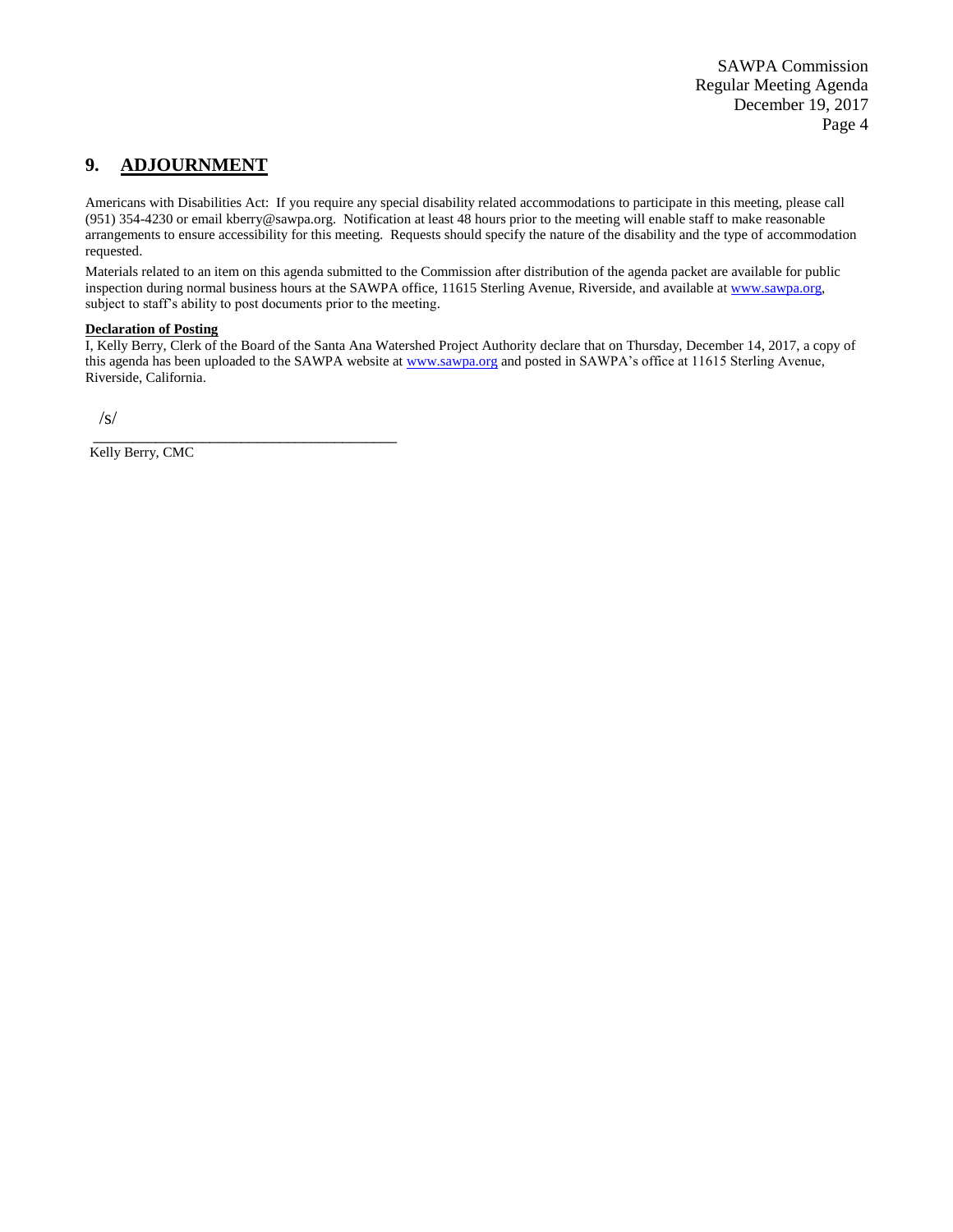## 9. ADJOURNMENT

Americans with Disabilities Act: If you require any special disability related accommodations to participate in this meeting, please call (951) 354-4230 or email kberry@sawpa.org. Notification at least 48 hours prior to the meeting will enable staff to make reasonable arrangements to ensure accessibility for this meeting. Requests should specify the nature of the disability and the type of accommodation requested.

Materials related to an item on this agenda submitted to the Commission after distribution of the agenda packet are available for public inspection during normal business hours at the SAWPA office, 11615 Sterling Avenue, Riverside, and available at www.sawpa.org, subject to staff's ability to post documents prior to the meeting.

**Declaration of Posting**

I, Kelly Berry, Clerk of the Board of the Santa Ana Watershed Project Authority declare that on Thursday, December 14, 2017, a copy of this agenda has been uploaded to the SAWPA website at www.sawpa.org and posted in SAWPA's office at 11615 Sterling Avenue, Riverside, California.

/s/

\_\_\_\_\_\_\_\_\_\_\_\_\_\_\_\_\_\_\_\_\_\_\_\_\_\_\_\_\_\_\_\_\_\_\_\_\_\_\_\_

Kelly Berry, CMC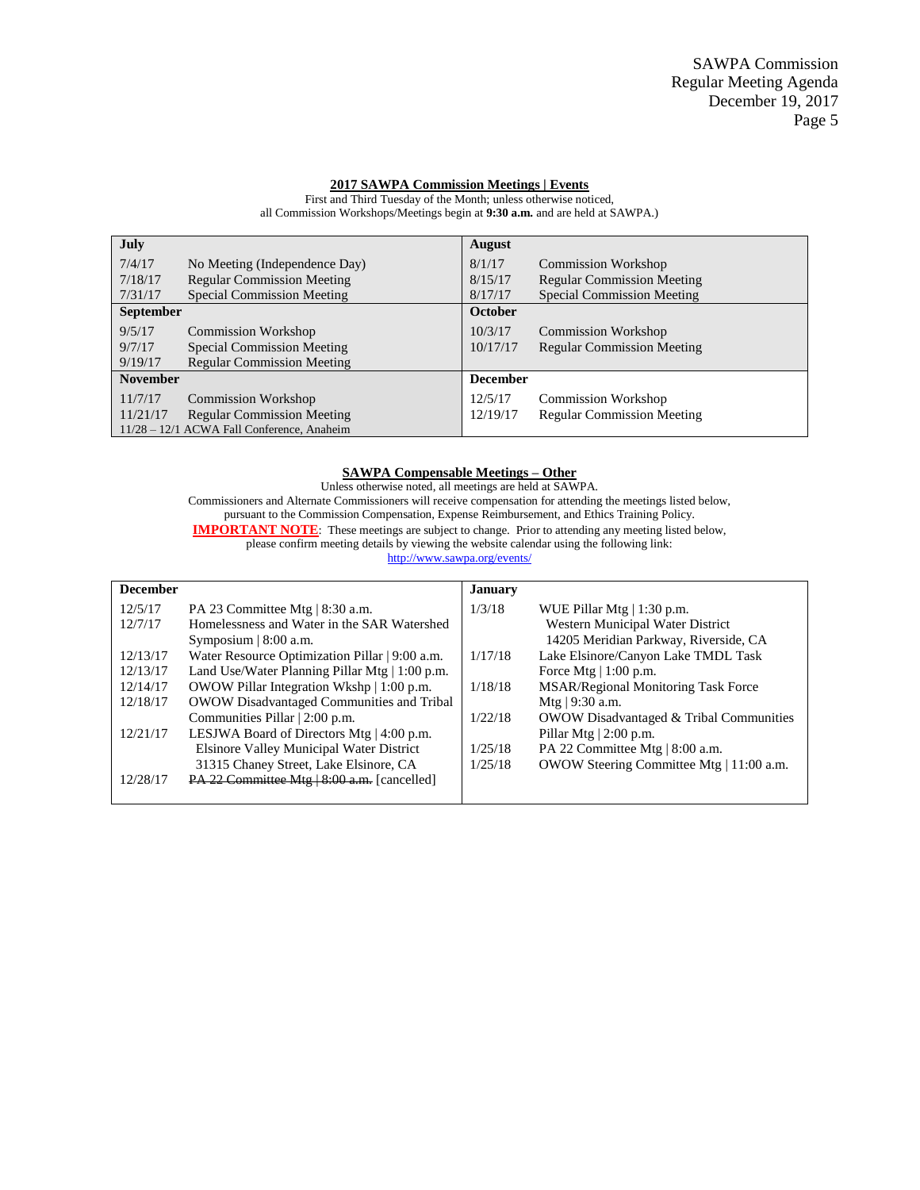**2017 SAWPA Commission Meetings | Events**

First and Third Tuesday of the Month; unless otherwise noticed, all Commission Workshops/Meetings begin at **9:30 a.m.** and are held at SAWPA.)

| **July** | | **August** | |
|---|---|---|---|
| 7/4/17 | No Meeting (Independence Day) | 8/1/17 | Commission Workshop |
| 7/18/17 | Regular Commission Meeting | 8/15/17 | Regular Commission Meeting |
| 7/31/17 | Special Commission Meeting | 8/17/17 | Special Commission Meeting |
| **September** | | **October** | |
| 9/5/17 | Commission Workshop | 10/3/17 | Commission Workshop |
| 9/7/17 | Special Commission Meeting | 10/17/17 | Regular Commission Meeting |
| 9/19/17 | Regular Commission Meeting | | |
| **November** | | **December** | |
| 11/7/17 | Commission Workshop | 12/5/17 | Commission Workshop |
| 11/21/17 | Regular Commission Meeting | 12/19/17 | Regular Commission Meeting |
| 11/28 – 12/1 ACWA Fall Conference, Anaheim | | | |

**SAWPA Compensable Meetings – Other**

Unless otherwise noted, all meetings are held at SAWPA.
Commissioners and Alternate Commissioners will receive compensation for attending the meetings listed below, pursuant to the Commission Compensation, Expense Reimbursement, and Ethics Training Policy.
**IMPORTANT NOTE**: These meetings are subject to change. Prior to attending any meeting listed below, please confirm meeting details by viewing the website calendar using the following link:
http://www.sawpa.org/events/

| **December** | | **January** | |
|---|---|---|---|
| 12/5/17 | PA 23 Committee Mtg \| 8:30 a.m. | 1/3/18 | WUE Pillar Mtg \| 1:30 p.m. Western Municipal Water District 14205 Meridian Parkway, Riverside, CA |
| 12/7/17 | Homelessness and Water in the SAR Watershed Symposium \| 8:00 a.m. | 1/17/18 | Lake Elsinore/Canyon Lake TMDL Task Force Mtg \| 1:00 p.m. |
| 12/13/17 | Water Resource Optimization Pillar \| 9:00 a.m. | 1/18/18 | MSAR/Regional Monitoring Task Force Mtg \| 9:30 a.m. |
| 12/13/17 | Land Use/Water Planning Pillar Mtg \| 1:00 p.m. | 1/22/18 | OWOW Disadvantaged & Tribal Communities Pillar Mtg \| 2:00 p.m. |
| 12/14/17 | OWOW Pillar Integration Wkshp \| 1:00 p.m. | 1/25/18 | PA 22 Committee Mtg \| 8:00 a.m. |
| 12/18/17 | OWOW Disadvantaged Communities and Tribal Communities Pillar \| 2:00 p.m. | 1/25/18 | OWOW Steering Committee Mtg \| 11:00 a.m. |
| 12/21/17 | LESJWA Board of Directors Mtg \| 4:00 p.m. Elsinore Valley Municipal Water District 31315 Chaney Street, Lake Elsinore, CA | | |
| 12/28/17 | ~~PA 22 Committee Mtg \| 8:00 a.m.~~ [cancelled] | | |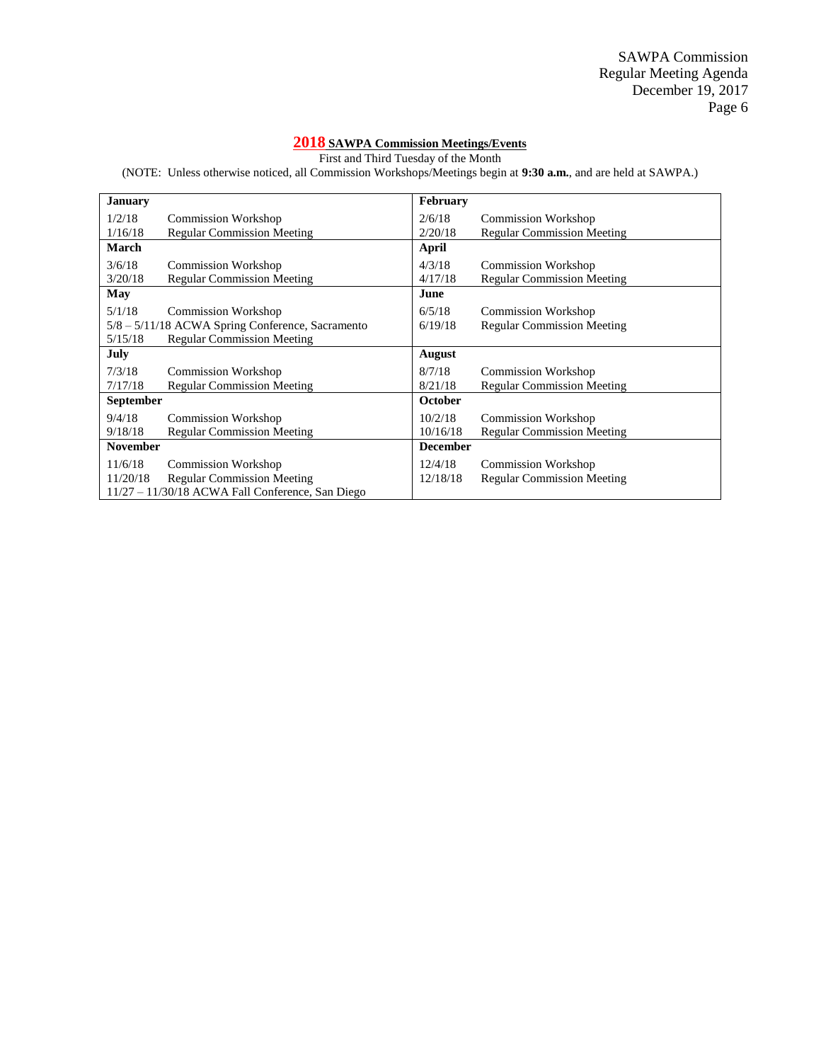## 2018 SAWPA Commission Meetings/Events

First and Third Tuesday of the Month

(NOTE: Unless otherwise noticed, all Commission Workshops/Meetings begin at **9:30 a.m.**, and are held at SAWPA.)

| **January** | **February** |
|---|---|
| 1/2/18 Commission Workshop<br>1/16/18 Regular Commission Meeting | 2/6/18 Commission Workshop<br>2/20/18 Regular Commission Meeting |
| **March** | **April** |
| 3/6/18 Commission Workshop<br>3/20/18 Regular Commission Meeting | 4/3/18 Commission Workshop<br>4/17/18 Regular Commission Meeting |
| **May** | **June** |
| 5/1/18 Commission Workshop<br>5/8 – 5/11/18 ACWA Spring Conference, Sacramento<br>5/15/18 Regular Commission Meeting | 6/5/18 Commission Workshop<br>6/19/18 Regular Commission Meeting |
| **July** | **August** |
| 7/3/18 Commission Workshop<br>7/17/18 Regular Commission Meeting | 8/7/18 Commission Workshop<br>8/21/18 Regular Commission Meeting |
| **September** | **October** |
| 9/4/18 Commission Workshop<br>9/18/18 Regular Commission Meeting | 10/2/18 Commission Workshop<br>10/16/18 Regular Commission Meeting |
| **November** | **December** |
| 11/6/18 Commission Workshop<br>11/20/18 Regular Commission Meeting<br>11/27 – 11/30/18 ACWA Fall Conference, San Diego | 12/4/18 Commission Workshop<br>12/18/18 Regular Commission Meeting |